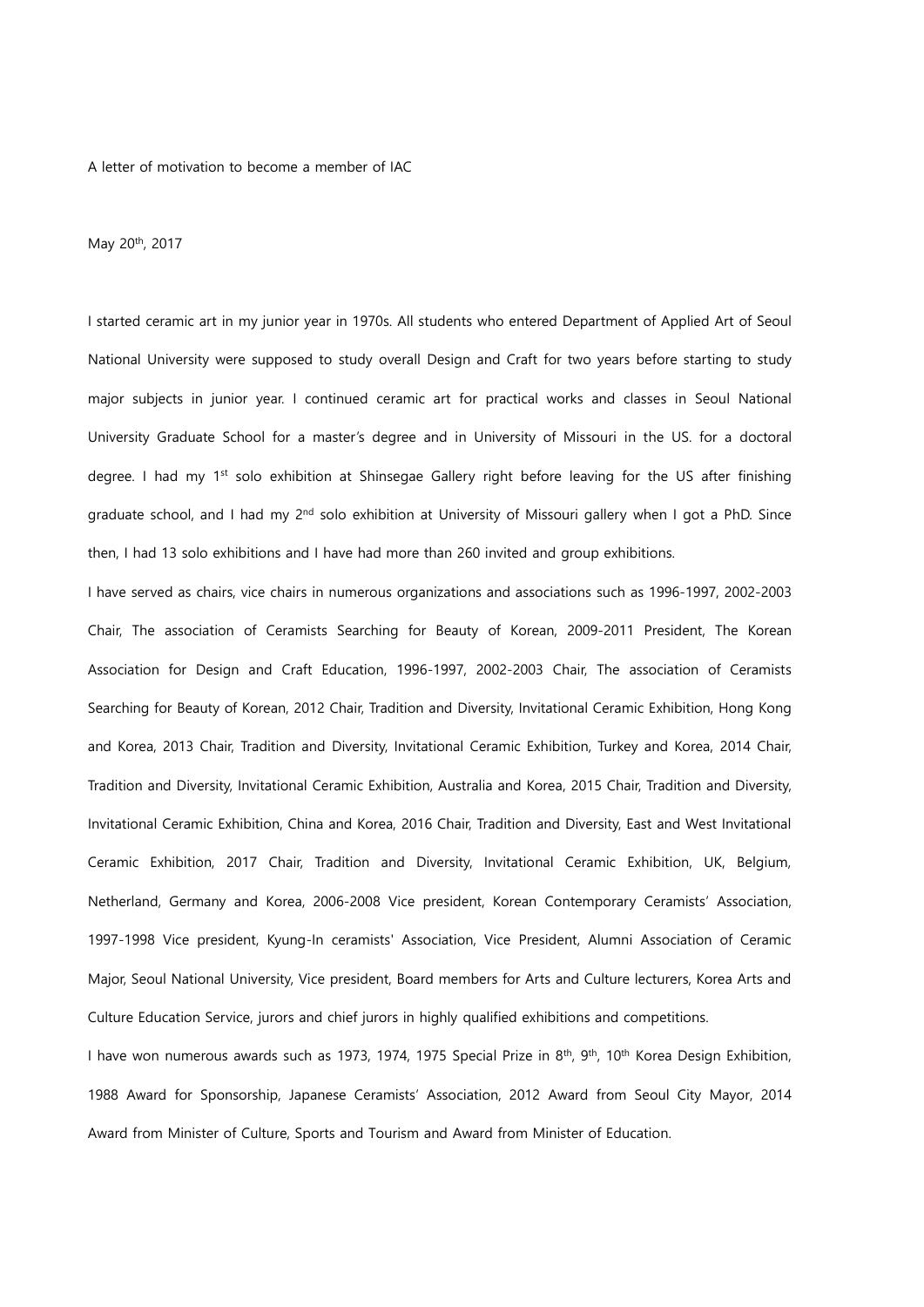A letter of motivation to become a member of IAC

May 20th, 2017

I started ceramic art in my junior year in 1970s. All students who entered Department of Applied Art of Seoul National University were supposed to study overall Design and Craft for two years before starting to study major subjects in junior year. I continued ceramic art for practical works and classes in Seoul National University Graduate School for a master's degree and in University of Missouri in the US. for a doctoral degree. I had my 1st solo exhibition at Shinsegae Gallery right before leaving for the US after finishing graduate school, and I had my 2nd solo exhibition at University of Missouri gallery when I got a PhD. Since then, I had 13 solo exhibitions and I have had more than 260 invited and group exhibitions.

I have served as chairs, vice chairs in numerous organizations and associations such as 1996-1997, 2002-2003 Chair, The association of Ceramists Searching for Beauty of Korean, 2009-2011 President, The Korean Association for Design and Craft Education, 1996-1997, 2002-2003 Chair, The association of Ceramists Searching for Beauty of Korean, 2012 Chair, Tradition and Diversity, Invitational Ceramic Exhibition, Hong Kong and Korea, 2013 Chair, Tradition and Diversity, Invitational Ceramic Exhibition, Turkey and Korea, 2014 Chair, Tradition and Diversity, Invitational Ceramic Exhibition, Australia and Korea, 2015 Chair, Tradition and Diversity, Invitational Ceramic Exhibition, China and Korea, 2016 Chair, Tradition and Diversity, East and West Invitational Ceramic Exhibition, 2017 Chair, Tradition and Diversity, Invitational Ceramic Exhibition, UK, Belgium, Netherland, Germany and Korea, 2006-2008 Vice president, Korean Contemporary Ceramists' Association, 1997-1998 Vice president, Kyung-In ceramists' Association, Vice President, Alumni Association of Ceramic Major, Seoul National University, Vice president, Board members for Arts and Culture lecturers, Korea Arts and Culture Education Service, jurors and chief jurors in highly qualified exhibitions and competitions.

I have won numerous awards such as 1973, 1974, 1975 Special Prize in 8th, 9th, 10th Korea Design Exhibition, 1988 Award for Sponsorship, Japanese Ceramists' Association, 2012 Award from Seoul City Mayor, 2014 Award from Minister of Culture, Sports and Tourism and Award from Minister of Education.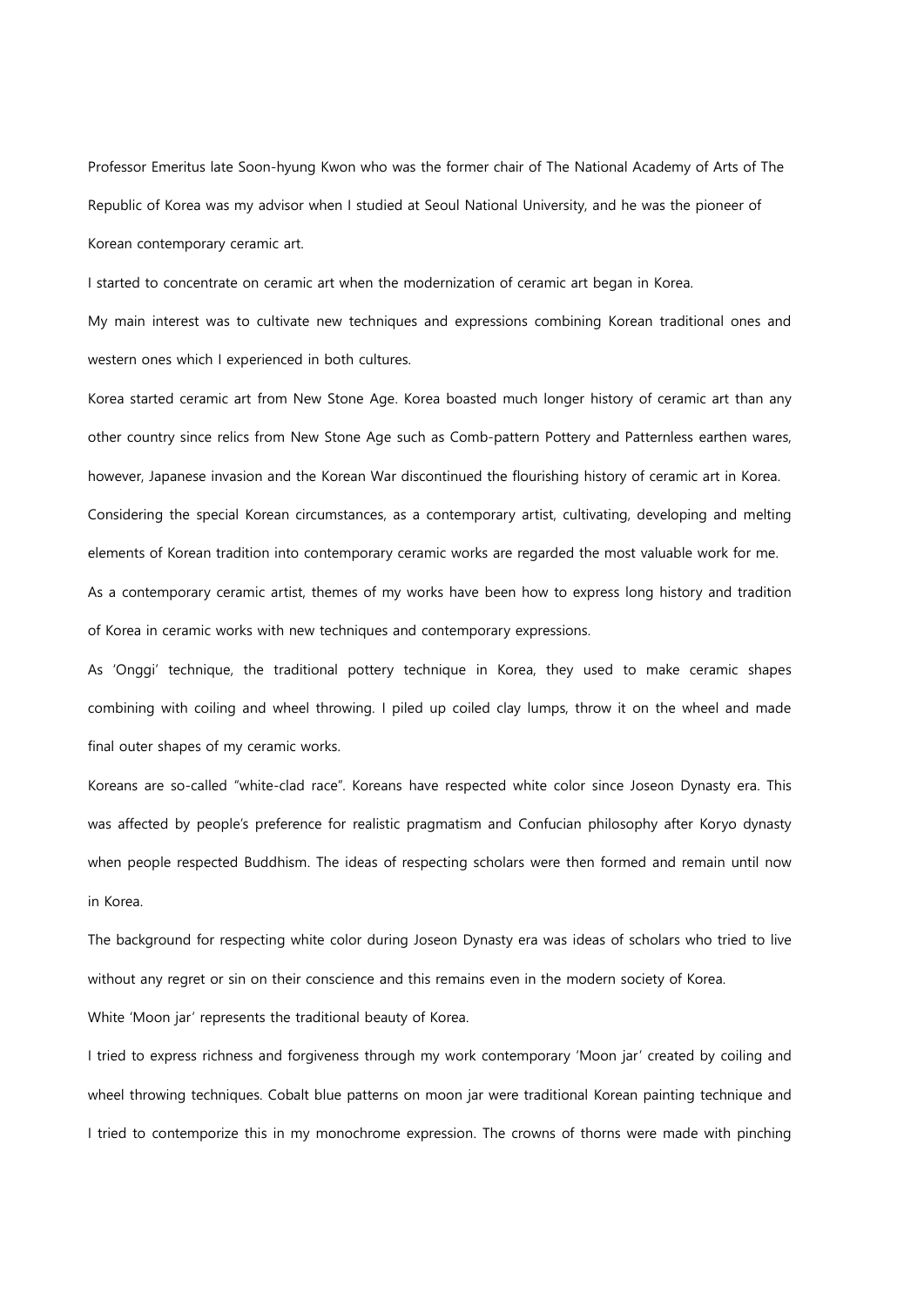Professor Emeritus late Soon-hyung Kwon who was the former chair of The National Academy of Arts of The Republic of Korea was my advisor when I studied at Seoul National University, and he was the pioneer of Korean contemporary ceramic art.

I started to concentrate on ceramic art when the modernization of ceramic art began in Korea.

My main interest was to cultivate new techniques and expressions combining Korean traditional ones and western ones which I experienced in both cultures.

Korea started ceramic art from New Stone Age. Korea boasted much longer history of ceramic art than any other country since relics from New Stone Age such as Comb-pattern Pottery and Patternless earthen wares, however, Japanese invasion and the Korean War discontinued the flourishing history of ceramic art in Korea.

Considering the special Korean circumstances, as a contemporary artist, cultivating, developing and melting elements of Korean tradition into contemporary ceramic works are regarded the most valuable work for me.

As a contemporary ceramic artist, themes of my works have been how to express long history and tradition of Korea in ceramic works with new techniques and contemporary expressions.

As 'Onggi' technique, the traditional pottery technique in Korea, they used to make ceramic shapes combining with coiling and wheel throwing. I piled up coiled clay lumps, throw it on the wheel and made final outer shapes of my ceramic works.

Koreans are so-called "white-clad race". Koreans have respected white color since Joseon Dynasty era. This was affected by people's preference for realistic pragmatism and Confucian philosophy after Koryo dynasty when people respected Buddhism. The ideas of respecting scholars were then formed and remain until now in Korea.

The background for respecting white color during Joseon Dynasty era was ideas of scholars who tried to live without any regret or sin on their conscience and this remains even in the modern society of Korea.

White 'Moon jar' represents the traditional beauty of Korea.

I tried to express richness and forgiveness through my work contemporary 'Moon jar' created by coiling and wheel throwing techniques. Cobalt blue patterns on moon jar were traditional Korean painting technique and I tried to contemporize this in my monochrome expression. The crowns of thorns were made with pinching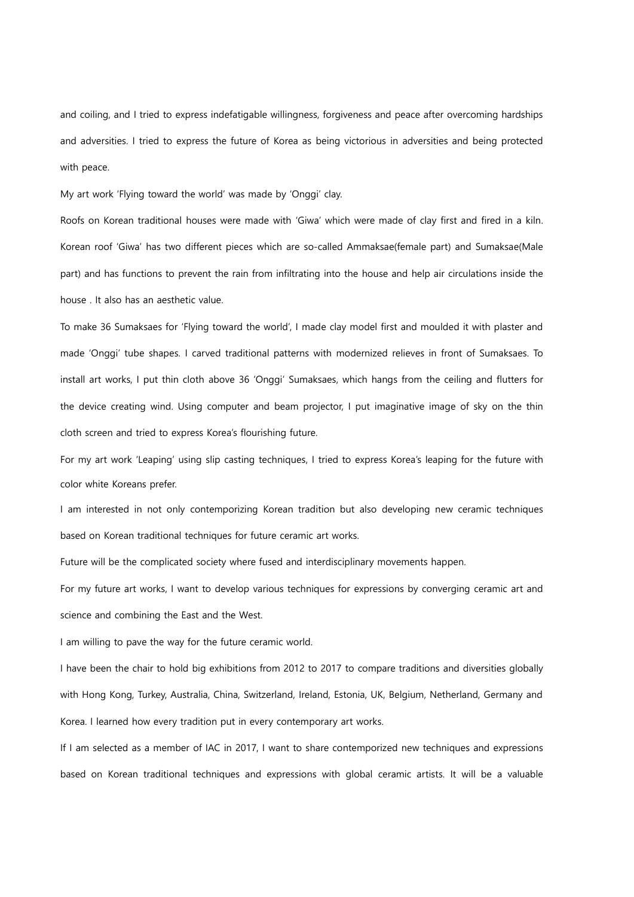and coiling, and I tried to express indefatigable willingness, forgiveness and peace after overcoming hardships and adversities. I tried to express the future of Korea as being victorious in adversities and being protected with peace.

My art work 'Flying toward the world' was made by 'Onggi' clay.

Roofs on Korean traditional houses were made with 'Giwa' which were made of clay first and fired in a kiln. Korean roof 'Giwa' has two different pieces which are so-called Ammaksae(female part) and Sumaksae(Male part) and has functions to prevent the rain from infiltrating into the house and help air circulations inside the house . It also has an aesthetic value.

To make 36 Sumaksaes for 'Flying toward the world', I made clay model first and moulded it with plaster and made 'Onggi' tube shapes. I carved traditional patterns with modernized relieves in front of Sumaksaes. To install art works, I put thin cloth above 36 'Onggi' Sumaksaes, which hangs from the ceiling and flutters for the device creating wind. Using computer and beam projector, I put imaginative image of sky on the thin cloth screen and tried to express Korea's flourishing future.

For my art work 'Leaping' using slip casting techniques, I tried to express Korea's leaping for the future with color white Koreans prefer.

I am interested in not only contemporizing Korean tradition but also developing new ceramic techniques based on Korean traditional techniques for future ceramic art works.

Future will be the complicated society where fused and interdisciplinary movements happen.

For my future art works, I want to develop various techniques for expressions by converging ceramic art and science and combining the East and the West.

I am willing to pave the way for the future ceramic world.

I have been the chair to hold big exhibitions from 2012 to 2017 to compare traditions and diversities globally with Hong Kong, Turkey, Australia, China, Switzerland, Ireland, Estonia, UK, Belgium, Netherland, Germany and Korea. I learned how every tradition put in every contemporary art works.

If I am selected as a member of IAC in 2017, I want to share contemporized new techniques and expressions based on Korean traditional techniques and expressions with global ceramic artists. It will be a valuable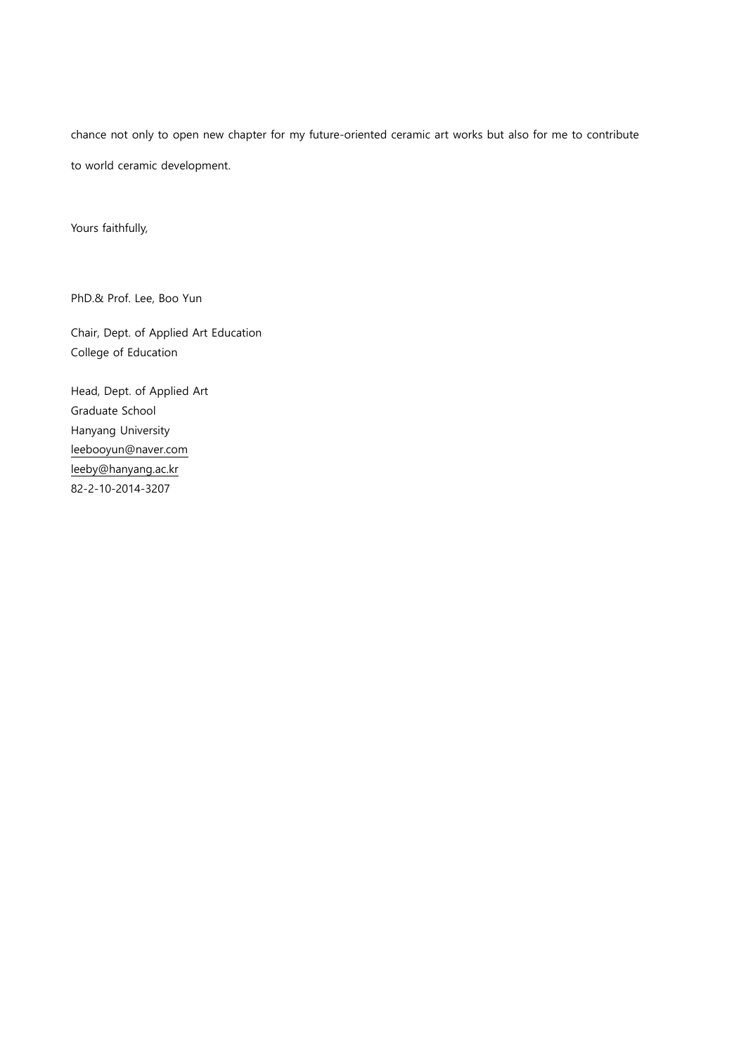chance not only to open new chapter for my future-oriented ceramic art works but also for me to contribute to world ceramic development.

Yours faithfully,

PhD.& Prof. Lee, Boo Yun

Chair, Dept. of Applied Art Education
College of Education

Head, Dept. of Applied Art
Graduate School
Hanyang University
leebooyun@naver.com
leeby@hanyang.ac.kr
82-2-10-2014-3207